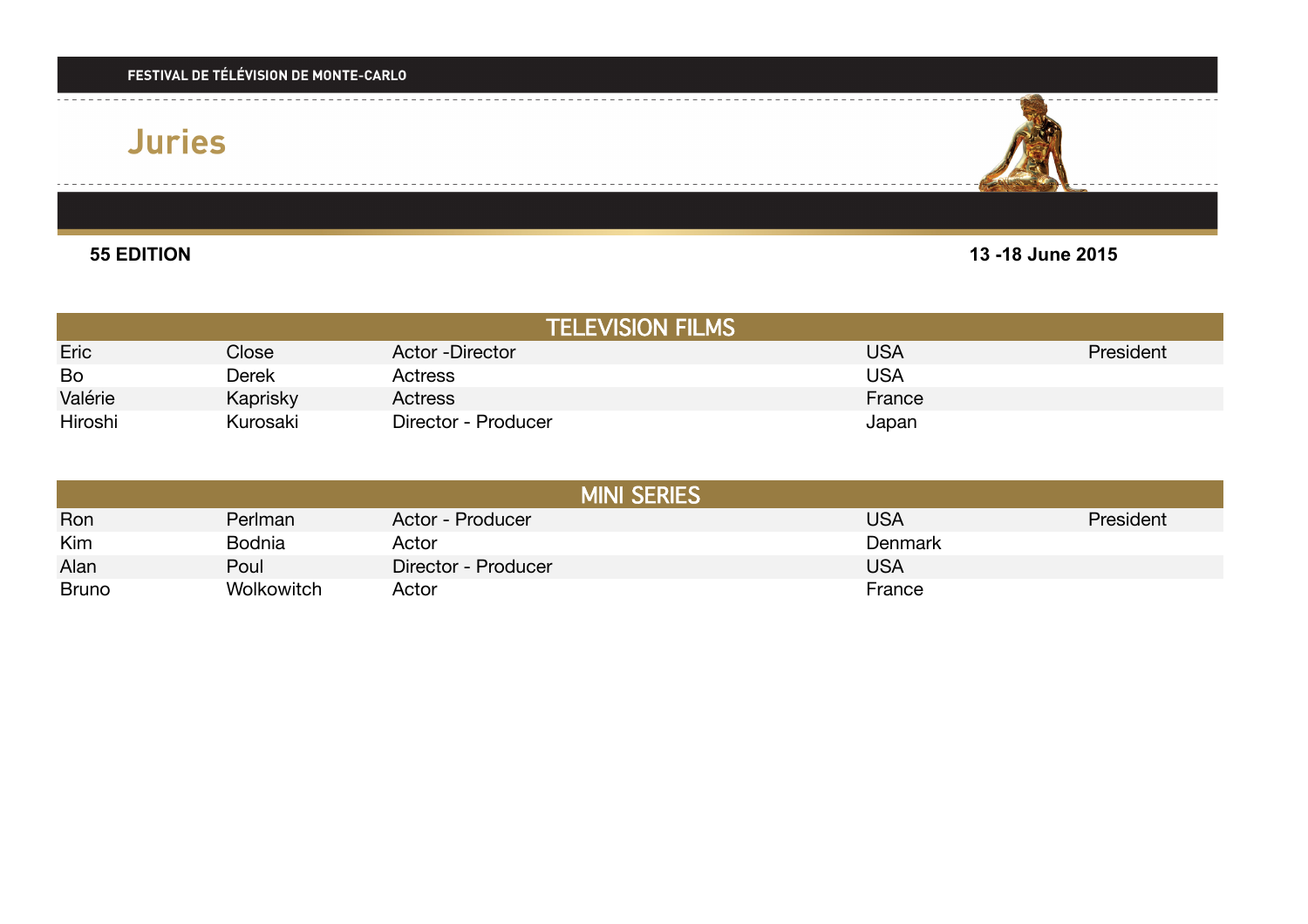FESTIVAL DE TÉLÉVISION DE MONTE-CARLO

# Juries

**55 EDITION**

**13 -18 June 2015**

## TELEVISION FILMS

| | | | | |
|---|---|---|---|---|
| Eric | Close | Actor -Director | USA | President |
| Bo | Derek | Actress | USA | |
| Valérie | Kaprisky | Actress | France | |
| Hiroshi | Kurosaki | Director - Producer | Japan | |

## MINI SERIES

| | | | | |
|---|---|---|---|---|
| Ron | Perlman | Actor - Producer | USA | President |
| Kim | Bodnia | Actor | Denmark | |
| Alan | Poul | Director - Producer | USA | |
| Bruno | Wolkowitch | Actor | France | |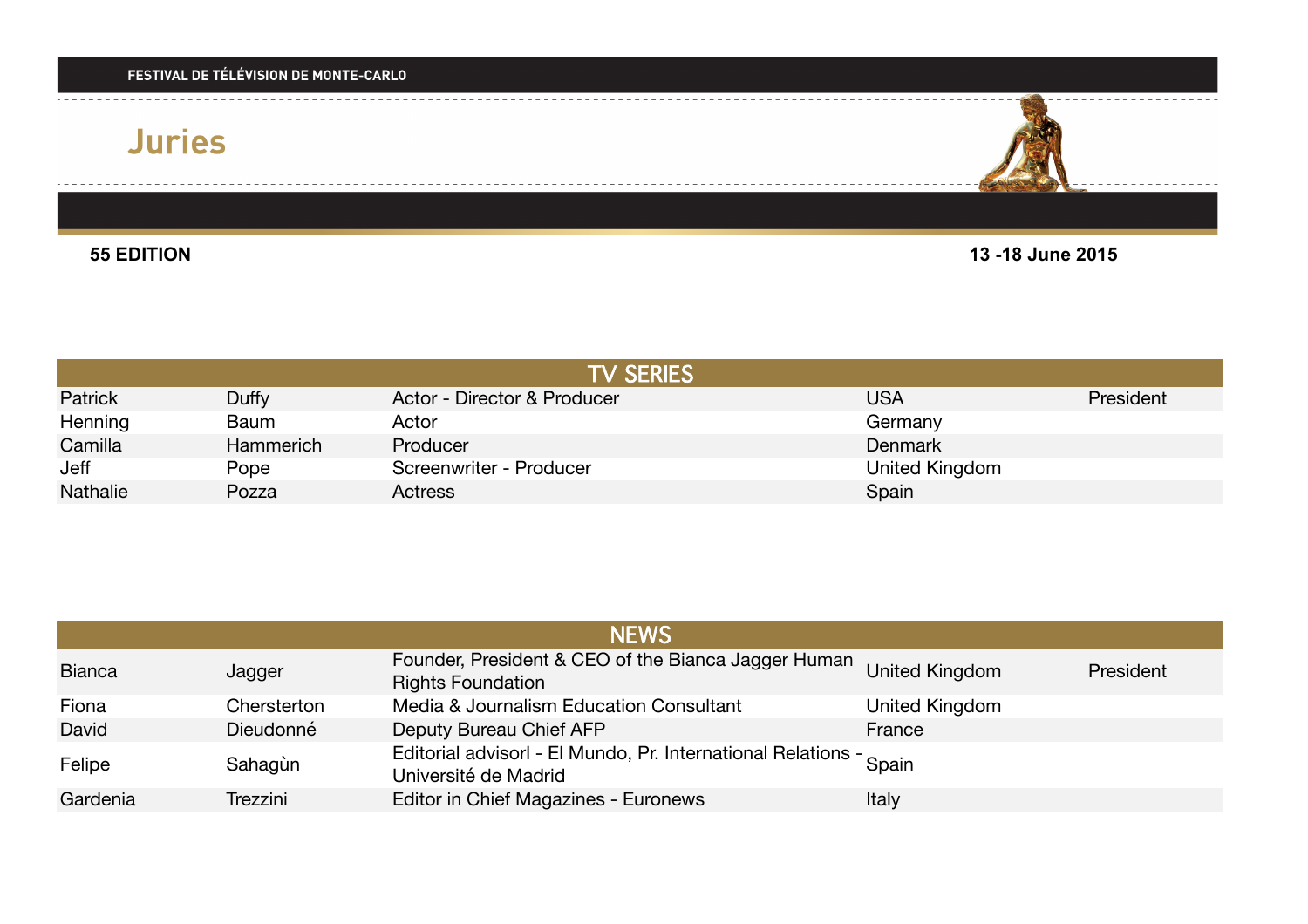FESTIVAL DE TÉLÉVISION DE MONTE-CARLO

# Juries

**55 EDITION** **13 -18 June 2015**

## TV SERIES

| | | | | |
|---|---|---|---|---|
| Patrick | Duffy | Actor - Director & Producer | USA | President |
| Henning | Baum | Actor | Germany | |
| Camilla | Hammerich | Producer | Denmark | |
| Jeff | Pope | Screenwriter - Producer | United Kingdom | |
| Nathalie | Pozza | Actress | Spain | |

## NEWS

| | | | | |
|---|---|---|---|---|
| Bianca | Jagger | Founder, President & CEO of the Bianca Jagger Human Rights Foundation | United Kingdom | President |
| Fiona | Chersterton | Media & Journalism Education Consultant | United Kingdom | |
| David | Dieudonné | Deputy Bureau Chief AFP | France | |
| Felipe | Sahagùn | Editorial advisorl - El Mundo, Pr. International Relations - Université de Madrid | Spain | |
| Gardenia | Trezzini | Editor in Chief Magazines - Euronews | Italy | |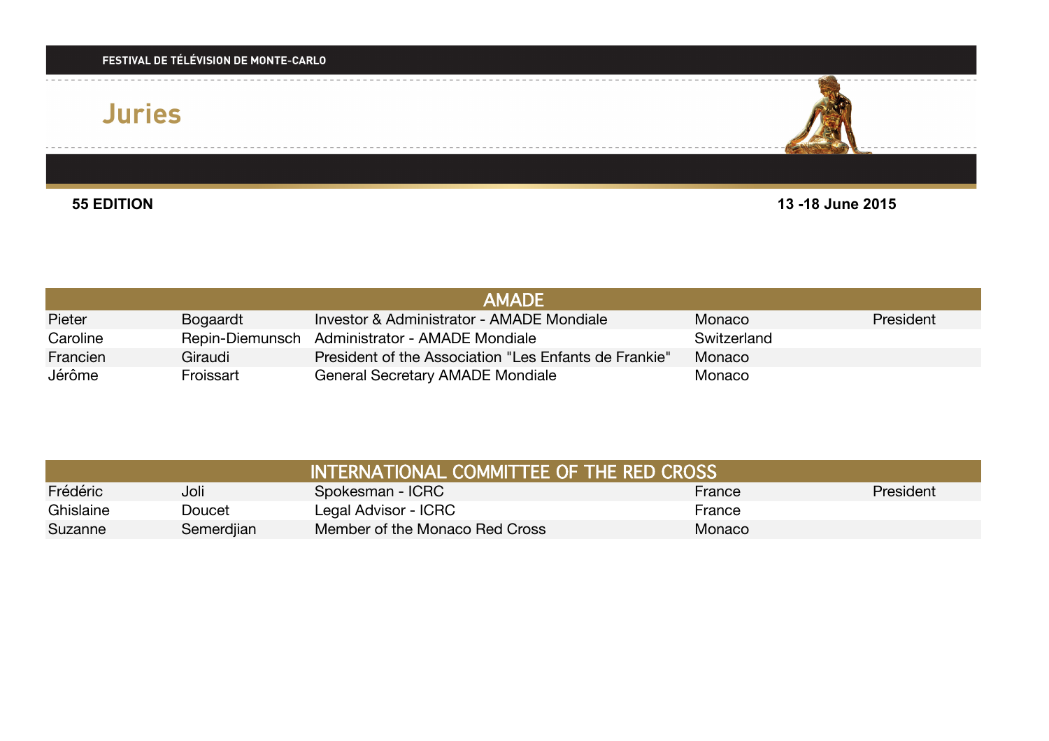FESTIVAL DE TÉLÉVISION DE MONTE-CARLO

# Juries

**55 EDITION** **13 -18 June 2015**

| AMADE | | | | |
| --- | --- | --- | --- | --- |
| Pieter | Bogaardt | Investor & Administrator - AMADE Mondiale | Monaco | President |
| Caroline | Repin-Diemunsch | Administrator - AMADE Mondiale | Switzerland | |
| Francien | Giraudi | President of the Association "Les Enfants de Frankie" | Monaco | |
| Jérôme | Froissart | General Secretary AMADE Mondiale | Monaco | |

| INTERNATIONAL COMMITTEE OF THE RED CROSS | | | | |
| --- | --- | --- | --- | --- |
| Frédéric | Joli | Spokesman - ICRC | France | President |
| Ghislaine | Doucet | Legal Advisor - ICRC | France | |
| Suzanne | Semerdjian | Member of the Monaco Red Cross | Monaco | |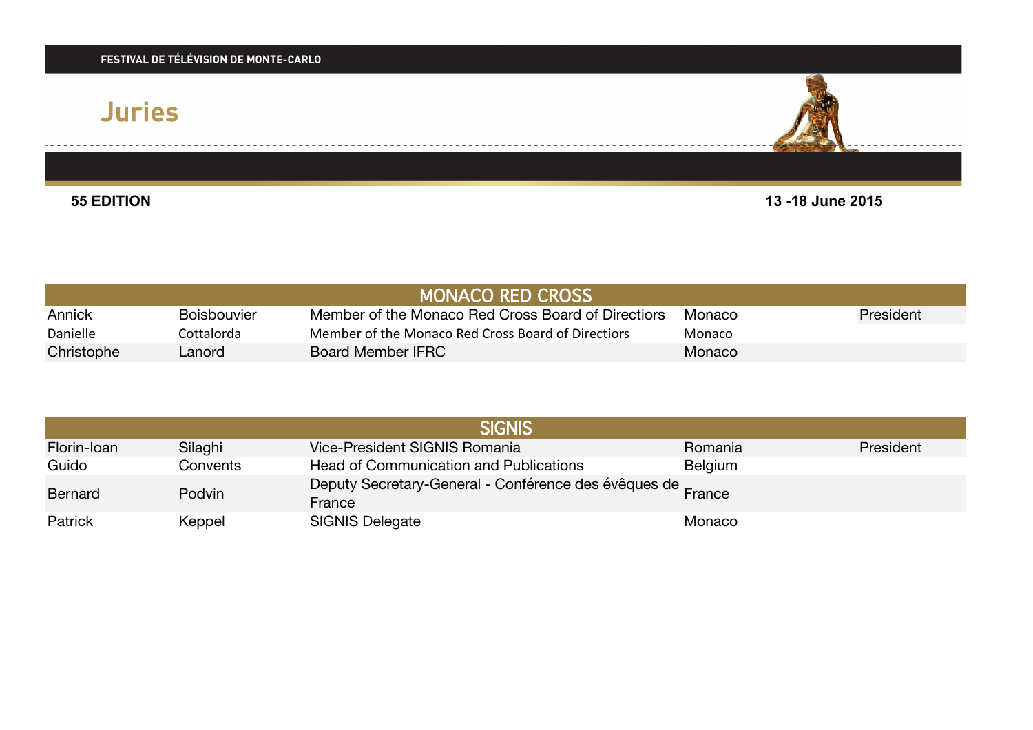FESTIVAL DE TÉLÉVISION DE MONTE-CARLO

# Juries

**55 EDITION** **13 -18 June 2015**

| MONACO RED CROSS | | | | |
|---|---|---|---|---|
| Annick | Boisbouvier | Member of the Monaco Red Cross Board of Directions | Monaco | President |
| Danielle | Cottalorda | Member of the Monaco Red Cross Board of Directions | Monaco | |
| Christophe | Lanord | Board Member IFRC | Monaco | |

| SIGNIS | | | | |
|---|---|---|---|---|
| Florin-Ioan | Silaghi | Vice-President SIGNIS Romania | Romania | President |
| Guido | Convents | Head of Communication and Publications | Belgium | |
| Bernard | Podvin | Deputy Secretary-General - Conférence des évêques de France | France | |
| Patrick | Keppel | SIGNIS Delegate | Monaco | |